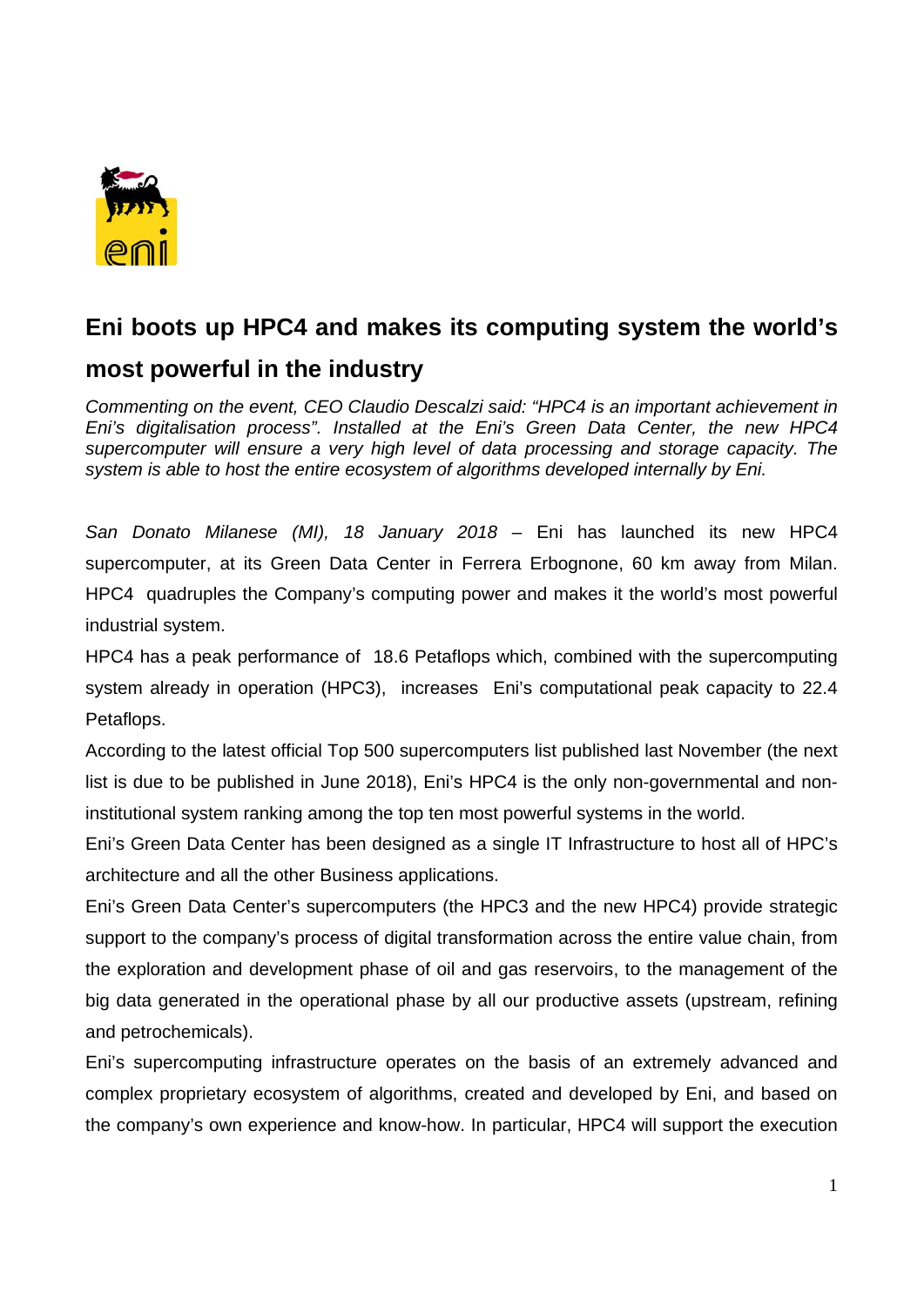# Eni boots up HPC4 and makes its computing system the world's most powerful in the industry

*Commenting on the event, CEO Claudio Descalzi said: "HPC4 is an important achievement in Eni's digitalisation process". Installed at the Eni's Green Data Center, the new HPC4 supercomputer will ensure a very high level of data processing and storage capacity. The system is able to host the entire ecosystem of algorithms developed internally by Eni.*

*San Donato Milanese (MI), 18 January 2018* – Eni has launched its new HPC4 supercomputer, at its Green Data Center in Ferrera Erbognone, 60 km away from Milan. HPC4 quadruples the Company's computing power and makes it the world's most powerful industrial system.

HPC4 has a peak performance of 18.6 Petaflops which, combined with the supercomputing system already in operation (HPC3), increases Eni's computational peak capacity to 22.4 Petaflops.

According to the latest official Top 500 supercomputers list published last November (the next list is due to be published in June 2018), Eni's HPC4 is the only non-governmental and non-institutional system ranking among the top ten most powerful systems in the world.

Eni's Green Data Center has been designed as a single IT Infrastructure to host all of HPC's architecture and all the other Business applications.

Eni's Green Data Center's supercomputers (the HPC3 and the new HPC4) provide strategic support to the company's process of digital transformation across the entire value chain, from the exploration and development phase of oil and gas reservoirs, to the management of the big data generated in the operational phase by all our productive assets (upstream, refining and petrochemicals).

Eni's supercomputing infrastructure operates on the basis of an extremely advanced and complex proprietary ecosystem of algorithms, created and developed by Eni, and based on the company's own experience and know-how. In particular, HPC4 will support the execution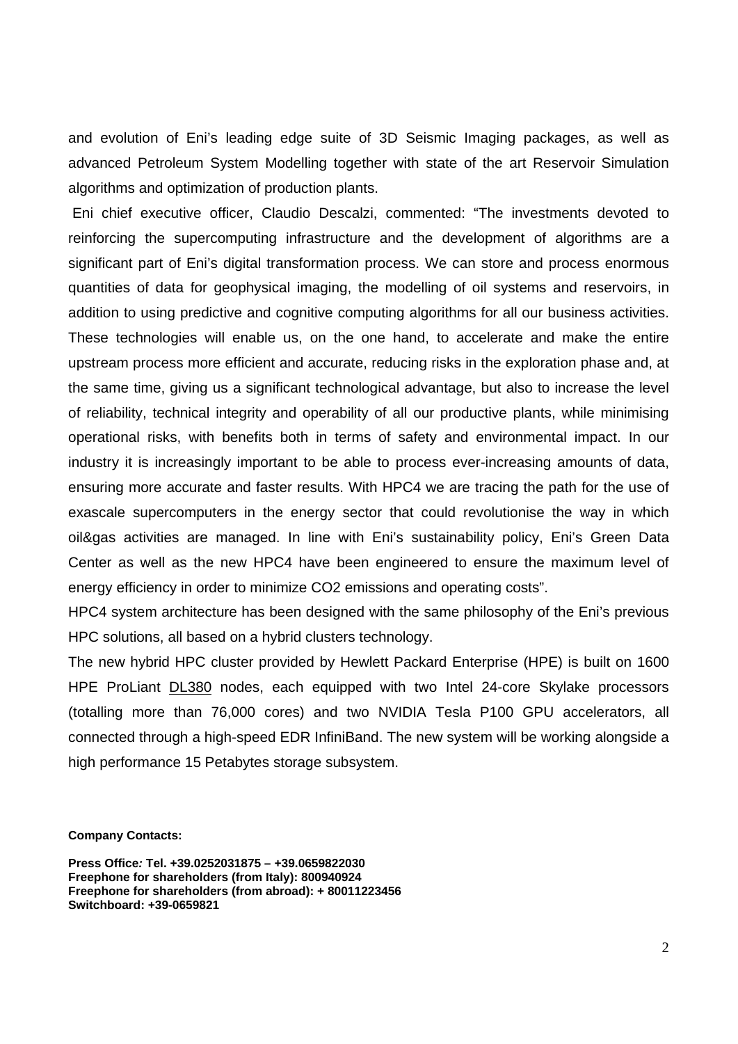and evolution of Eni's leading edge suite of 3D Seismic Imaging packages, as well as advanced Petroleum System Modelling together with state of the art Reservoir Simulation algorithms and optimization of production plants.

Eni chief executive officer, Claudio Descalzi, commented: "The investments devoted to reinforcing the supercomputing infrastructure and the development of algorithms are a significant part of Eni's digital transformation process. We can store and process enormous quantities of data for geophysical imaging, the modelling of oil systems and reservoirs, in addition to using predictive and cognitive computing algorithms for all our business activities. These technologies will enable us, on the one hand, to accelerate and make the entire upstream process more efficient and accurate, reducing risks in the exploration phase and, at the same time, giving us a significant technological advantage, but also to increase the level of reliability, technical integrity and operability of all our productive plants, while minimising operational risks, with benefits both in terms of safety and environmental impact. In our industry it is increasingly important to be able to process ever-increasing amounts of data, ensuring more accurate and faster results. With HPC4 we are tracing the path for the use of exascale supercomputers in the energy sector that could revolutionise the way in which oil&gas activities are managed. In line with Eni's sustainability policy, Eni's Green Data Center as well as the new HPC4 have been engineered to ensure the maximum level of energy efficiency in order to minimize $CO_2$ emissions and operating costs".

HPC4 system architecture has been designed with the same philosophy of the Eni's previous HPC solutions, all based on a hybrid clusters technology.

The new hybrid HPC cluster provided by Hewlett Packard Enterprise (HPE) is built on 1600 HPE ProLiant DL380 nodes, each equipped with two Intel 24-core Skylake processors (totalling more than 76,000 cores) and two NVIDIA Tesla P100 GPU accelerators, all connected through a high-speed EDR InfiniBand. The new system will be working alongside a high performance 15 Petabytes storage subsystem.

**Company Contacts:**

**Press Office: Tel. +39.0252031875 – +39.0659822030**
**Freephone for shareholders (from Italy): 800940924**
**Freephone for shareholders (from abroad): + 80011223456**
**Switchboard: +39-0659821**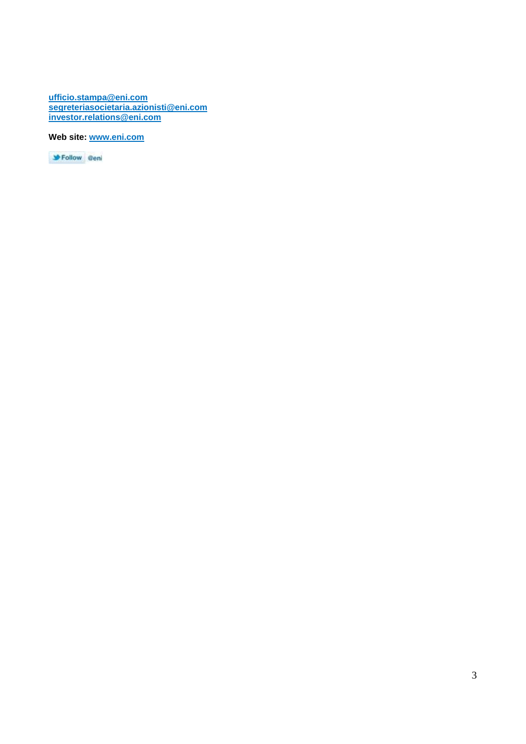ufficio.stampa@eni.com
segreteriasocietaria.azionisti@eni.com
investor.relations@eni.com

**Web site:** www.eni.com

Follow @eni